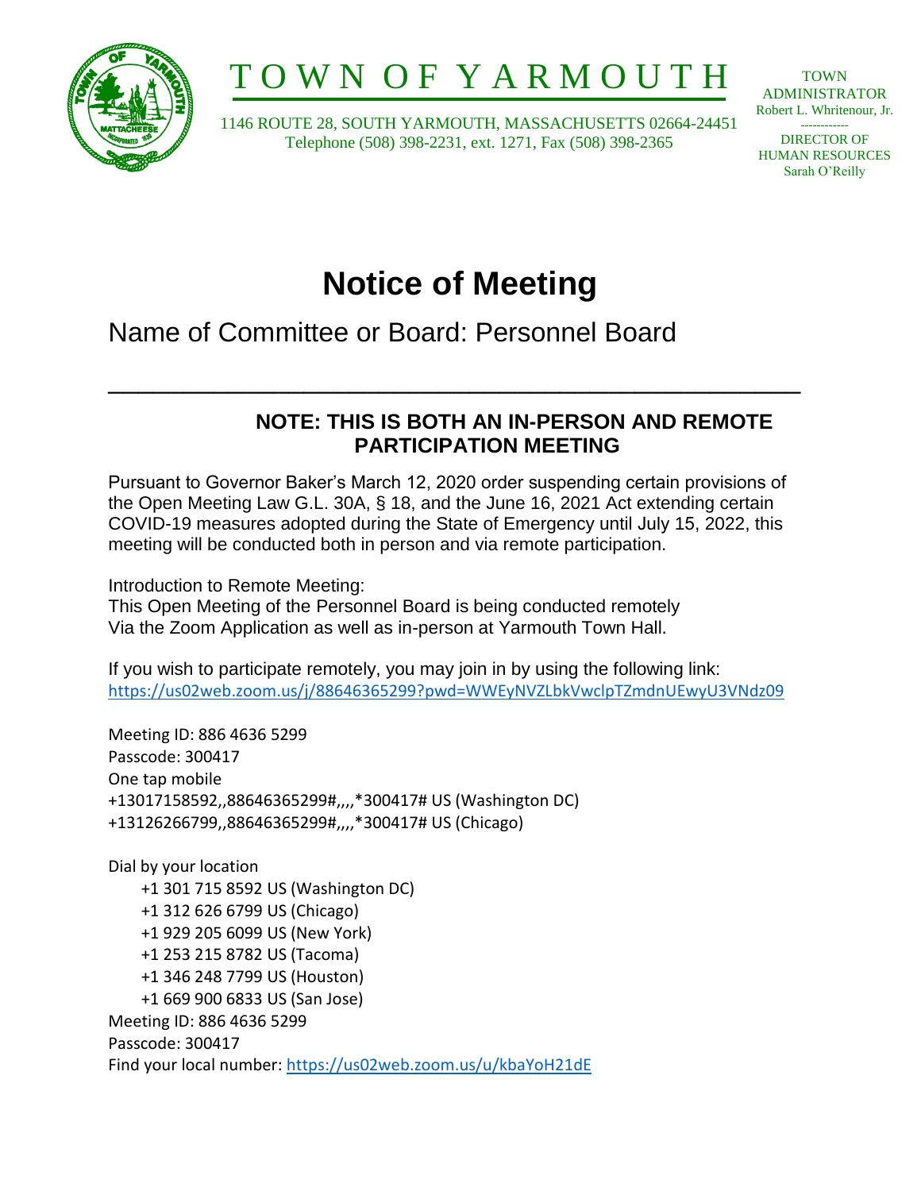# TOWN OF YARMOUTH

1146 ROUTE 28, SOUTH YARMOUTH, MASSACHUSETTS 02664-24451
Telephone (508) 398-2231, ext. 1271, Fax (508) 398-2365

TOWN ADMINISTRATOR
Robert L. Whritenour, Jr.

------------

DIRECTOR OF HUMAN RESOURCES
Sarah O'Reilly

# Notice of Meeting

## Name of Committee or Board: Personnel Board

---

**NOTE: THIS IS BOTH AN IN-PERSON AND REMOTE PARTICIPATION MEETING**

Pursuant to Governor Baker's March 12, 2020 order suspending certain provisions of the Open Meeting Law G.L. 30A, § 18, and the June 16, 2021 Act extending certain COVID-19 measures adopted during the State of Emergency until July 15, 2022, this meeting will be conducted both in person and via remote participation.

Introduction to Remote Meeting:
This Open Meeting of the Personnel Board is being conducted remotely Via the Zoom Application as well as in-person at Yarmouth Town Hall.

If you wish to participate remotely, you may join in by using the following link:
https://us02web.zoom.us/j/88646365299?pwd=WWEyNVZLbkVwclpTZmdnUEwyU3VNdz09

Meeting ID: 886 4636 5299
Passcode: 300417
One tap mobile
+13017158592,,88646365299#,,,,*300417# US (Washington DC)
+13126266799,,88646365299#,,,,*300417# US (Chicago)

Dial by your location
- +1 301 715 8592 US (Washington DC)
- +1 312 626 6799 US (Chicago)
- +1 929 205 6099 US (New York)
- +1 253 215 8782 US (Tacoma)
- +1 346 248 7799 US (Houston)
- +1 669 900 6833 US (San Jose)

Meeting ID: 886 4636 5299
Passcode: 300417
Find your local number: https://us02web.zoom.us/u/kbaYoH21dE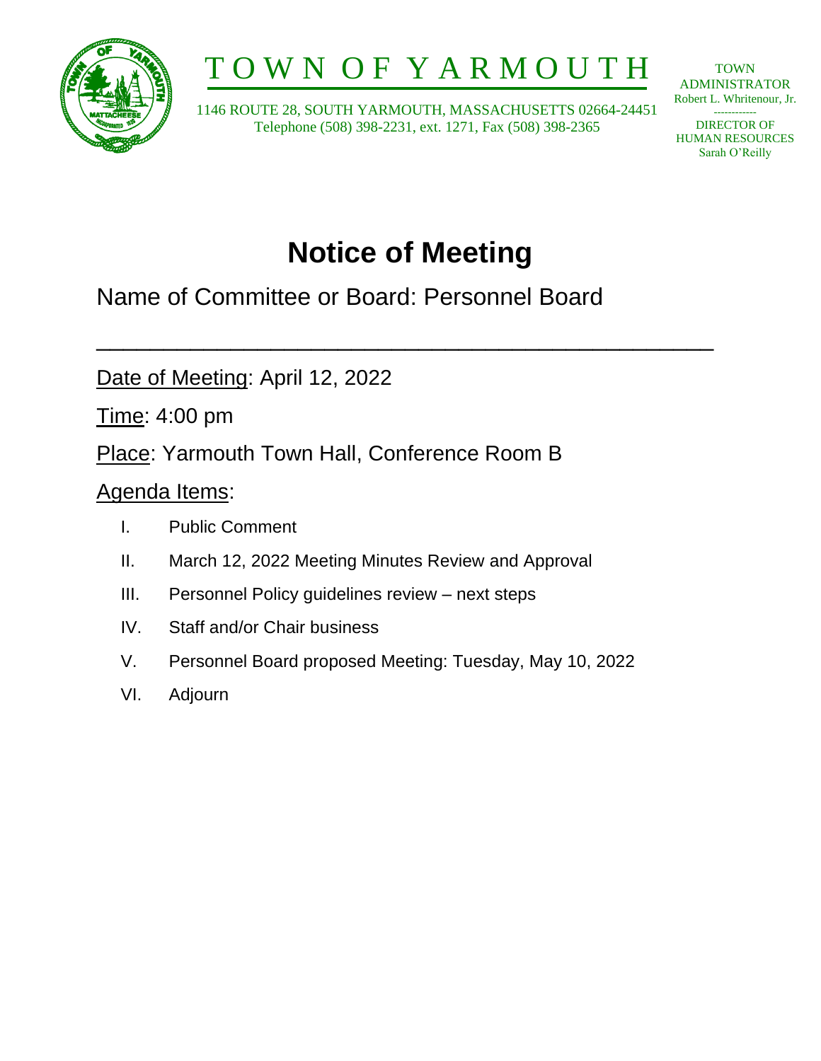# TOWN OF YARMOUTH

1146 ROUTE 28, SOUTH YARMOUTH, MASSACHUSETTS 02664-24451
Telephone (508) 398-2231, ext. 1271, Fax (508) 398-2365

TOWN ADMINISTRATOR
Robert L. Whritenour, Jr.

DIRECTOR OF HUMAN RESOURCES
Sarah O'Reilly

# Notice of Meeting

## Name of Committee or Board: Personnel Board

---

Date of Meeting: April 12, 2022

Time: 4:00 pm

Place: Yarmouth Town Hall, Conference Room B

Agenda Items:

I. Public Comment

II. March 12, 2022 Meeting Minutes Review and Approval

III. Personnel Policy guidelines review – next steps

IV. Staff and/or Chair business

V. Personnel Board proposed Meeting: Tuesday, May 10, 2022

VI. Adjourn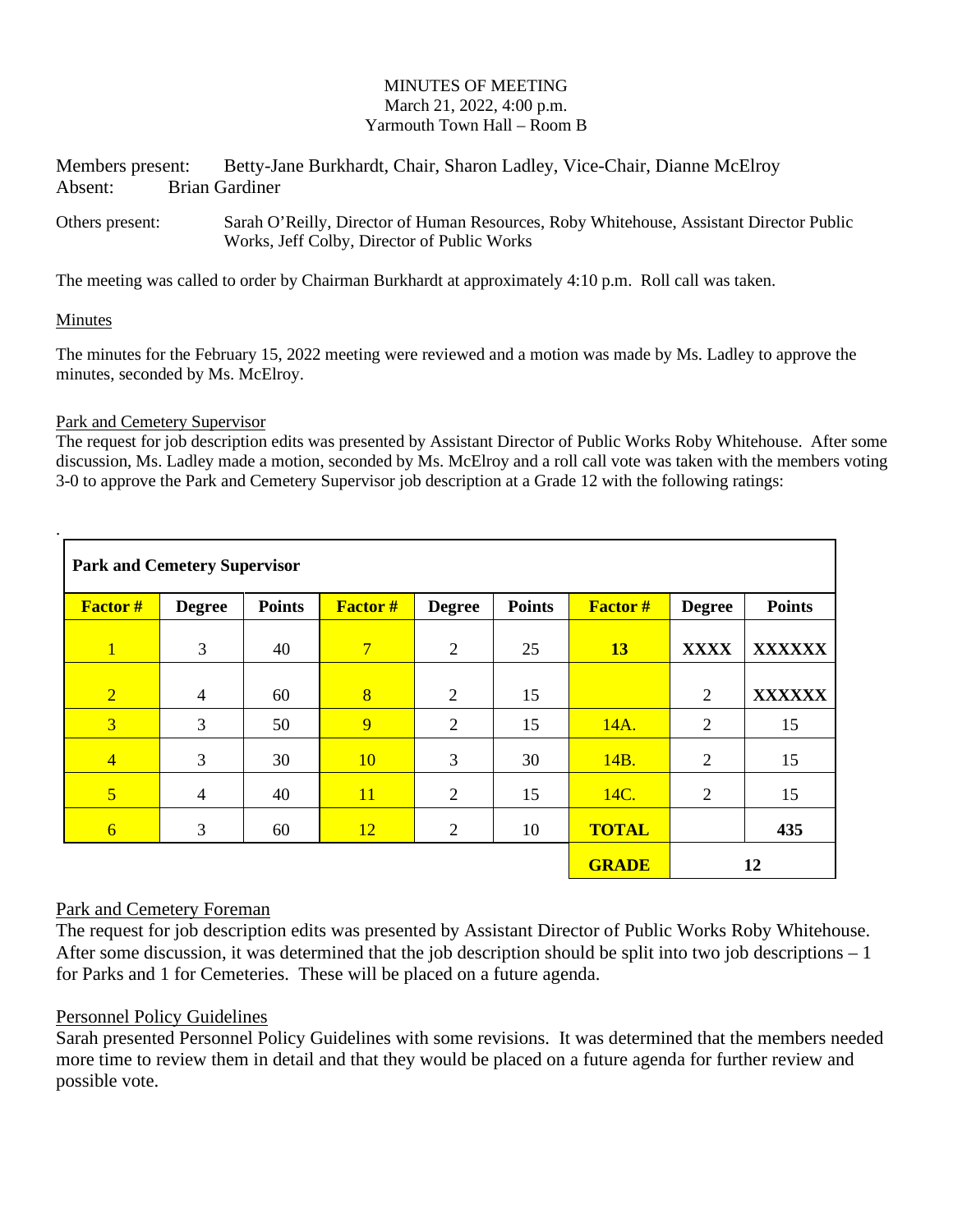MINUTES OF MEETING
March 21, 2022, 4:00 p.m.
Yarmouth Town Hall – Room B

Members present: Betty-Jane Burkhardt, Chair, Sharon Ladley, Vice-Chair, Dianne McElroy
Absent: Brian Gardiner

Others present: Sarah O'Reilly, Director of Human Resources, Roby Whitehouse, Assistant Director Public Works, Jeff Colby, Director of Public Works

The meeting was called to order by Chairman Burkhardt at approximately 4:10 p.m. Roll call was taken.

Minutes

The minutes for the February 15, 2022 meeting were reviewed and a motion was made by Ms. Ladley to approve the minutes, seconded by Ms. McElroy.

Park and Cemetery Supervisor
The request for job description edits was presented by Assistant Director of Public Works Roby Whitehouse. After some discussion, Ms. Ladley made a motion, seconded by Ms. McElroy and a roll call vote was taken with the members voting 3-0 to approve the Park and Cemetery Supervisor job description at a Grade 12 with the following ratings:

.

| **Park and Cemetery Supervisor** | | | | | | | | |
|---|---|---|---|---|---|---|---|---|
| **Factor #** | **Degree** | **Points** | **Factor #** | **Degree** | **Points** | **Factor #** | **Degree** | **Points** |
| 1 | 3 | 40 | 7 | 2 | 25 | **13** | **XXXX** | **XXXXXX** |
| 2 | 4 | 60 | 8 | 2 | 15 | | 2 | **XXXXXX** |
| 3 | 3 | 50 | 9 | 2 | 15 | 14A. | 2 | 15 |
| 4 | 3 | 30 | 10 | 3 | 30 | 14B. | 2 | 15 |
| 5 | 4 | 40 | 11 | 2 | 15 | 14C. | 2 | 15 |
| 6 | 3 | 60 | 12 | 2 | 10 | **TOTAL** | | **435** |
| | | | | | | **GRADE** | **12** | |

Park and Cemetery Foreman
The request for job description edits was presented by Assistant Director of Public Works Roby Whitehouse. After some discussion, it was determined that the job description should be split into two job descriptions – 1 for Parks and 1 for Cemeteries. These will be placed on a future agenda.

Personnel Policy Guidelines
Sarah presented Personnel Policy Guidelines with some revisions. It was determined that the members needed more time to review them in detail and that they would be placed on a future agenda for further review and possible vote.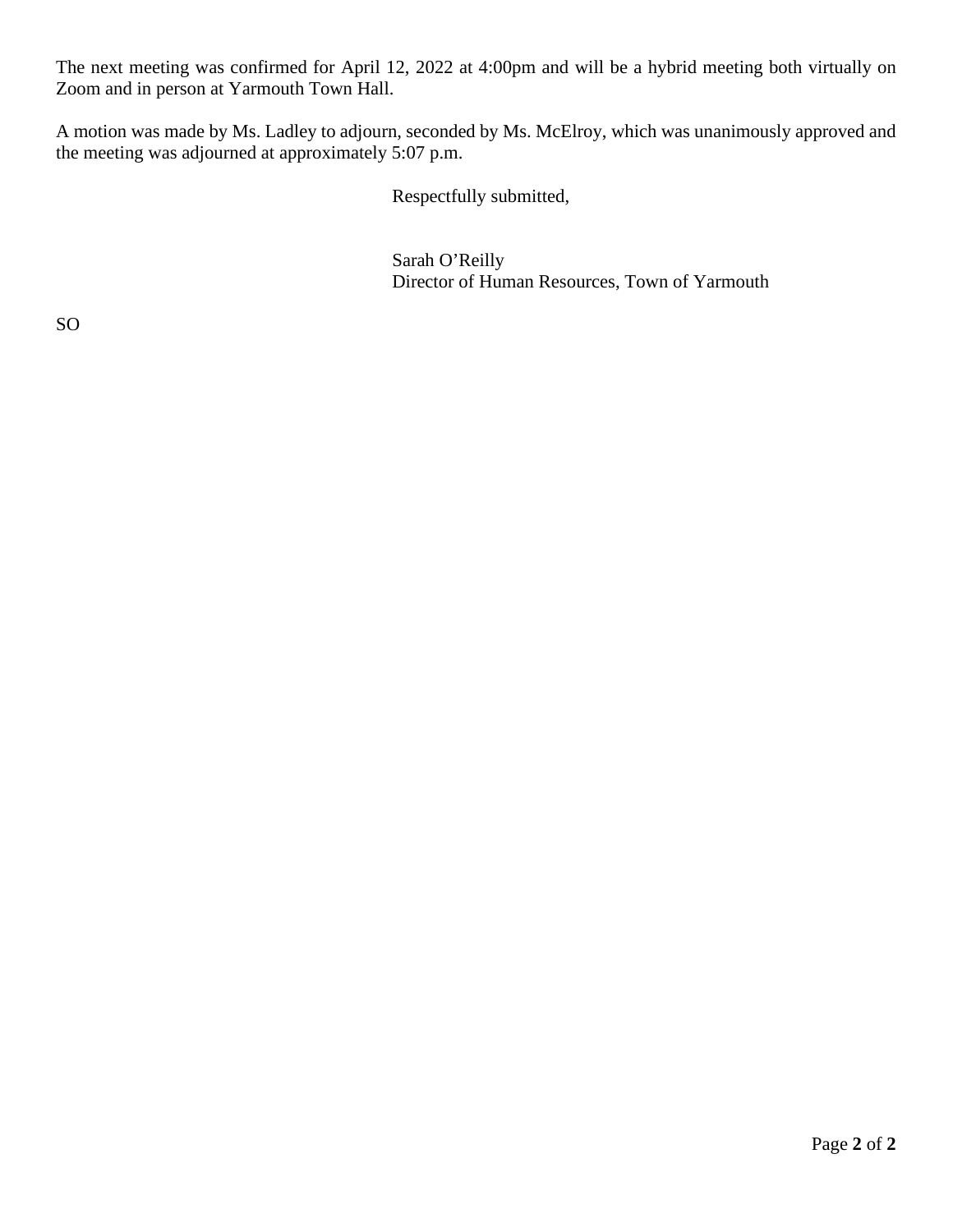The next meeting was confirmed for April 12, 2022 at 4:00pm and will be a hybrid meeting both virtually on Zoom and in person at Yarmouth Town Hall.

A motion was made by Ms. Ladley to adjourn, seconded by Ms. McElroy, which was unanimously approved and the meeting was adjourned at approximately 5:07 p.m.

Respectfully submitted,

Sarah O'Reilly
Director of Human Resources, Town of Yarmouth

SO